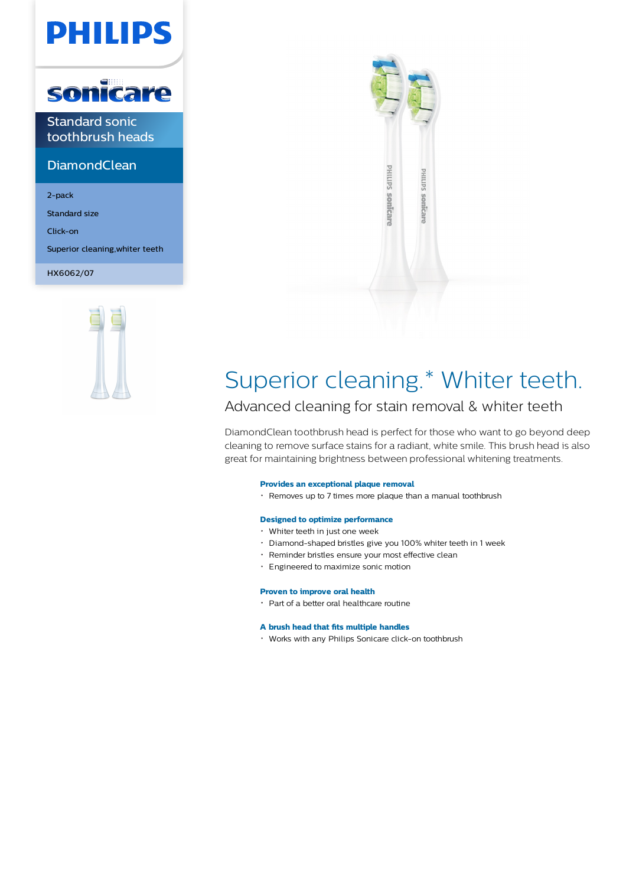PHILIPS

sonicare

Standard sonic toothbrush heads

DiamondClean

- 2-pack
- Standard size
- Click-on
- Superior cleaning,whiter teeth

HX6062/07

# Superior cleaning.* Whiter teeth.

## Advanced cleaning for stain removal & whiter teeth

DiamondClean toothbrush head is perfect for those who want to go beyond deep cleaning to remove surface stains for a radiant, white smile. This brush head is also great for maintaining brightness between professional whitening treatments.

**Provides an exceptional plaque removal**

- Removes up to 7 times more plaque than a manual toothbrush

**Designed to optimize performance**

- Whiter teeth in just one week
- Diamond-shaped bristles give you 100% whiter teeth in 1 week
- Reminder bristles ensure your most effective clean
- Engineered to maximize sonic motion

**Proven to improve oral health**

- Part of a better oral healthcare routine

**A brush head that fits multiple handles**

- Works with any Philips Sonicare click-on toothbrush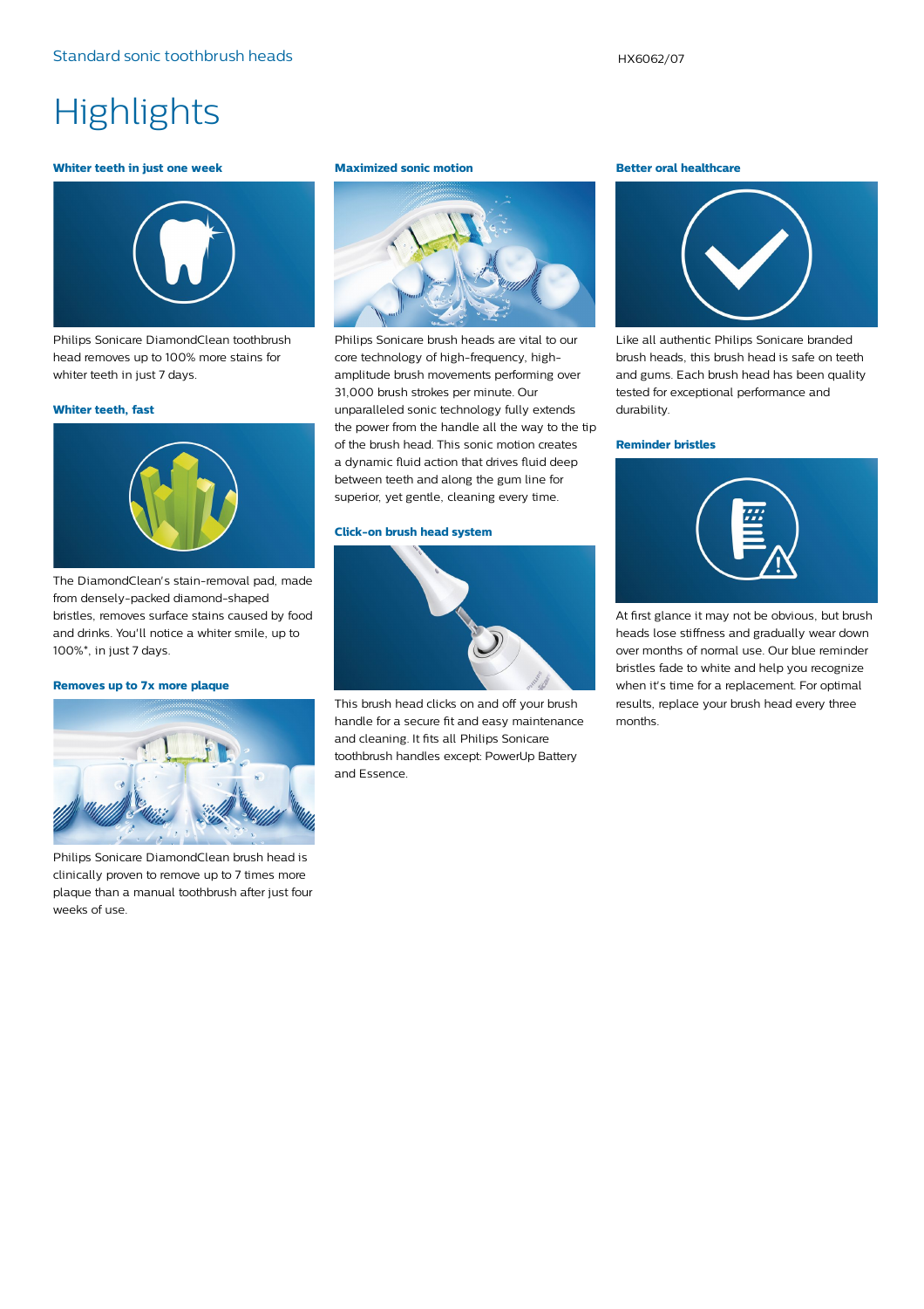# Highlights

### Whiter teeth in just one week

Philips Sonicare DiamondClean toothbrush head removes up to 100% more stains for whiter teeth in just 7 days.

### Whiter teeth, fast

The DiamondClean's stain-removal pad, made from densely-packed diamond-shaped bristles, removes surface stains caused by food and drinks. You'll notice a whiter smile, up to 100%*, in just 7 days.

### Removes up to 7x more plaque

Philips Sonicare DiamondClean brush head is clinically proven to remove up to 7 times more plaque than a manual toothbrush after just four weeks of use.

### Maximized sonic motion

Philips Sonicare brush heads are vital to our core technology of high-frequency, high-amplitude brush movements performing over 31,000 brush strokes per minute. Our unparalleled sonic technology fully extends the power from the handle all the way to the tip of the brush head. This sonic motion creates a dynamic fluid action that drives fluid deep between teeth and along the gum line for superior, yet gentle, cleaning every time.

### Click-on brush head system

This brush head clicks on and off your brush handle for a secure fit and easy maintenance and cleaning. It fits all Philips Sonicare toothbrush handles except: PowerUp Battery and Essence.

### Better oral healthcare

Like all authentic Philips Sonicare branded brush heads, this brush head is safe on teeth and gums. Each brush head has been quality tested for exceptional performance and durability.

### Reminder bristles

At first glance it may not be obvious, but brush heads lose stiffness and gradually wear down over months of normal use. Our blue reminder bristles fade to white and help you recognize when it's time for a replacement. For optimal results, replace your brush head every three months.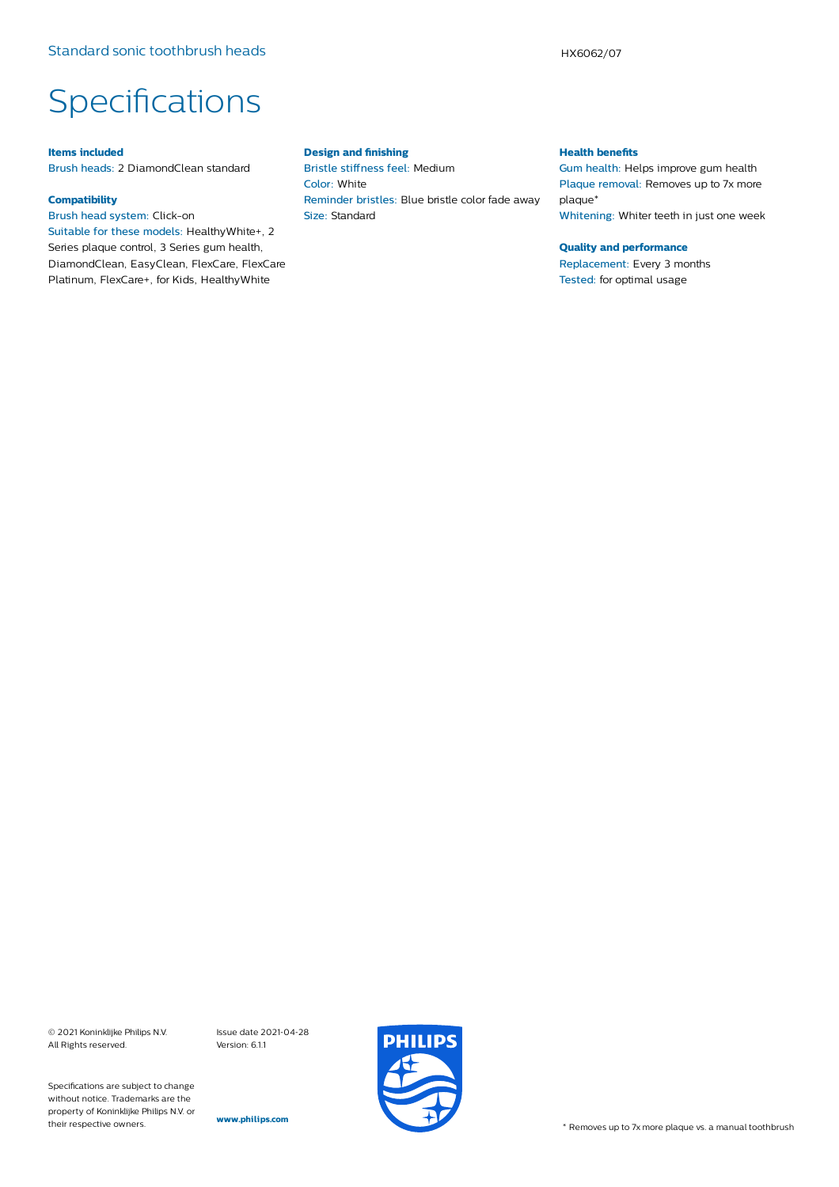# Specifications

### Items included

Brush heads: 2 DiamondClean standard

### Compatibility

Brush head system: Click-on

Suitable for these models: HealthyWhite+, 2 Series plaque control, 3 Series gum health, DiamondClean, EasyClean, FlexCare, FlexCare Platinum, FlexCare+, for Kids, HealthyWhite

### Design and finishing

Bristle stiffness feel: Medium

Color: White

Reminder bristles: Blue bristle color fade away

Size: Standard

### Health benefits

Gum health: Helps improve gum health

Plaque removal: Removes up to 7x more plaque*

Whitening: Whiter teeth in just one week

### Quality and performance

Replacement: Every 3 months

Tested: for optimal usage

© 2021 Koninklijke Philips N.V.
All Rights reserved.

Issue date 2021-04-28
Version: 6.1.1

Specifications are subject to change without notice. Trademarks are the property of Koninklijke Philips N.V. or their respective owners.

www.philips.com

* Removes up to 7x more plaque vs. a manual toothbrush